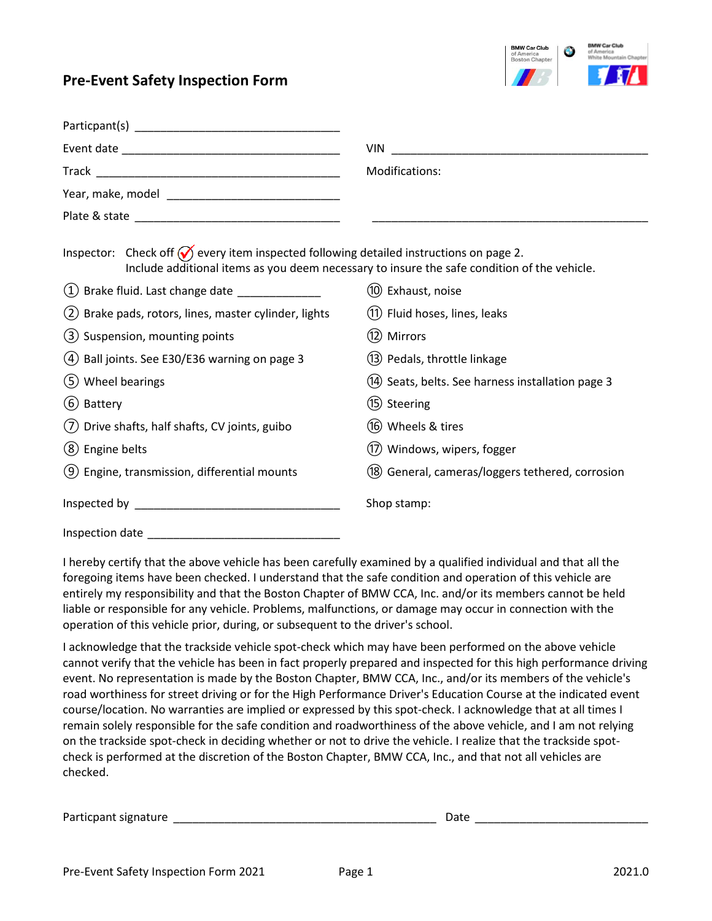# Pre-Event Safety Inspection Form

Particpant(s) ________________________________

Event date ________________________________

Track ________________________________

Year, make, model ________________________________

Plate & state ________________________________

VIN ________________________________

Modifications:

________________________________

Inspector: Check off ✓ every item inspected following detailed instructions on page 2.
Include additional items as you deem necessary to insure the safe condition of the vehicle.

1. Brake fluid. Last change date ____________
2. Brake pads, rotors, lines, master cylinder, lights
3. Suspension, mounting points
4. Ball joints. See E30/E36 warning on page 3
5. Wheel bearings
6. Battery
7. Drive shafts, half shafts, CV joints, guibo
8. Engine belts
9. Engine, transmission, differential mounts
10. Exhaust, noise
11. Fluid hoses, lines, leaks
12. Mirrors
13. Pedals, throttle linkage
14. Seats, belts. See harness installation page 3
15. Steering
16. Wheels & tires
17. Windows, wipers, fogger
18. General, cameras/loggers tethered, corrosion

Inspected by ________________________________

Inspection date ________________________________

Shop stamp:

I hereby certify that the above vehicle has been carefully examined by a qualified individual and that all the foregoing items have been checked. I understand that the safe condition and operation of this vehicle are entirely my responsibility and that the Boston Chapter of BMW CCA, Inc. and/or its members cannot be held liable or responsible for any vehicle. Problems, malfunctions, or damage may occur in connection with the operation of this vehicle prior, during, or subsequent to the driver's school.

I acknowledge that the trackside vehicle spot-check which may have been performed on the above vehicle cannot verify that the vehicle has been in fact properly prepared and inspected for this high performance driving event. No representation is made by the Boston Chapter, BMW CCA, Inc., and/or its members of the vehicle's road worthiness for street driving or for the High Performance Driver's Education Course at the indicated event course/location. No warranties are implied or expressed by this spot-check. I acknowledge that at all times I remain solely responsible for the safe condition and roadworthiness of the above vehicle, and I am not relying on the trackside spot-check in deciding whether or not to drive the vehicle. I realize that the trackside spot-check is performed at the discretion of the Boston Chapter, BMW CCA, Inc., and that not all vehicles are checked.

Particpant signature ________________________________ Date ____________________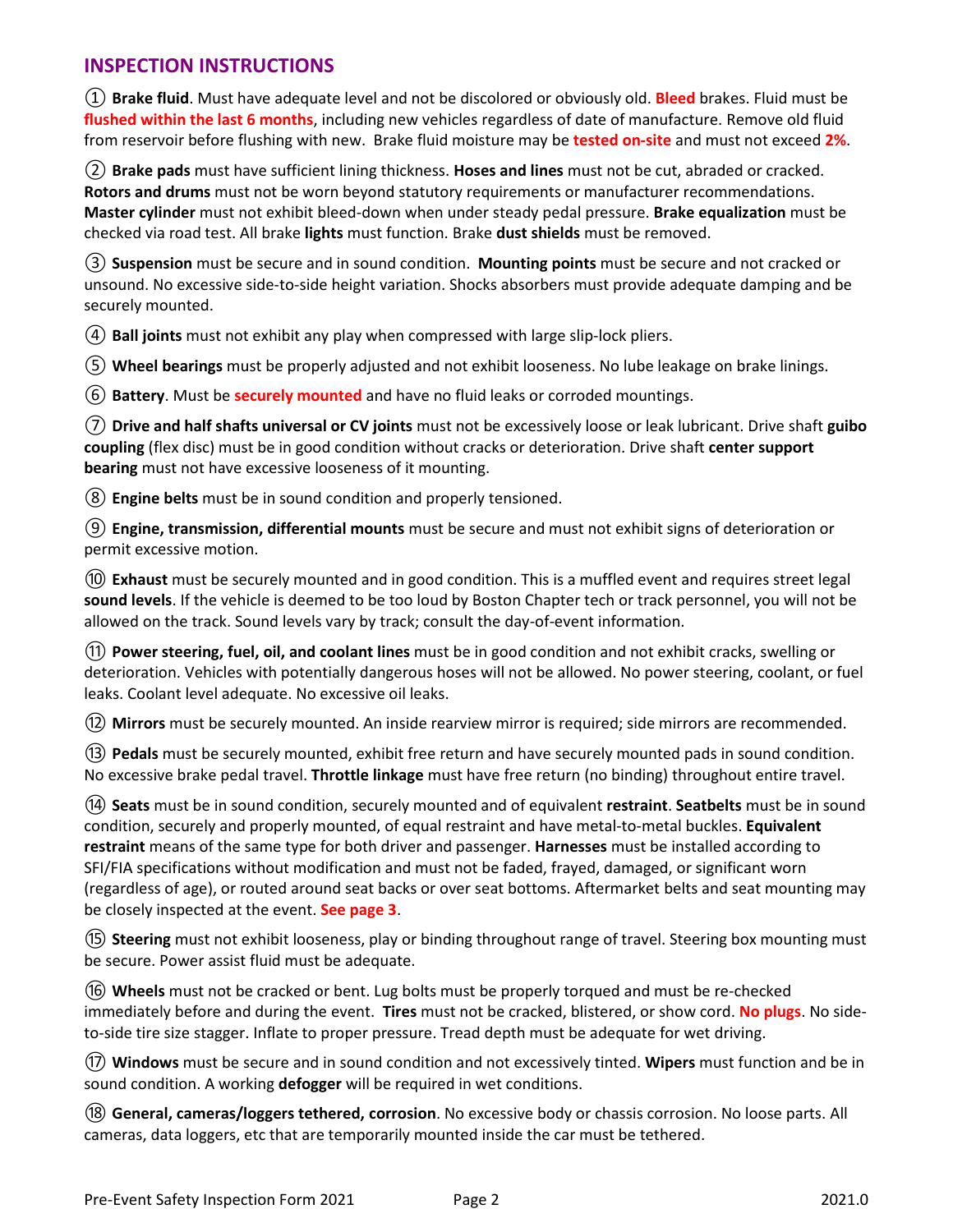## INSPECTION INSTRUCTIONS

① **Brake fluid**. Must have adequate level and not be discolored or obviously old. **Bleed** brakes. Fluid must be **flushed within the last 6 months**, including new vehicles regardless of date of manufacture. Remove old fluid from reservoir before flushing with new. Brake fluid moisture may be **tested on-site** and must not exceed **2%**.

② **Brake pads** must have sufficient lining thickness. **Hoses and lines** must not be cut, abraded or cracked. **Rotors and drums** must not be worn beyond statutory requirements or manufacturer recommendations. **Master cylinder** must not exhibit bleed-down when under steady pedal pressure. **Brake equalization** must be checked via road test. All brake **lights** must function. Brake **dust shields** must be removed.

③ **Suspension** must be secure and in sound condition. **Mounting points** must be secure and not cracked or unsound. No excessive side-to-side height variation. Shocks absorbers must provide adequate damping and be securely mounted.

④ **Ball joints** must not exhibit any play when compressed with large slip-lock pliers.

⑤ **Wheel bearings** must be properly adjusted and not exhibit looseness. No lube leakage on brake linings.

⑥ **Battery**. Must be **securely mounted** and have no fluid leaks or corroded mountings.

⑦ **Drive and half shafts universal or CV joints** must not be excessively loose or leak lubricant. Drive shaft **guibo coupling** (flex disc) must be in good condition without cracks or deterioration. Drive shaft **center support bearing** must not have excessive looseness of it mounting.

⑧ **Engine belts** must be in sound condition and properly tensioned.

⑨ **Engine, transmission, differential mounts** must be secure and must not exhibit signs of deterioration or permit excessive motion.

⑩ **Exhaust** must be securely mounted and in good condition. This is a muffled event and requires street legal **sound levels**. If the vehicle is deemed to be too loud by Boston Chapter tech or track personnel, you will not be allowed on the track. Sound levels vary by track; consult the day-of-event information.

⑪ **Power steering, fuel, oil, and coolant lines** must be in good condition and not exhibit cracks, swelling or deterioration. Vehicles with potentially dangerous hoses will not be allowed. No power steering, coolant, or fuel leaks. Coolant level adequate. No excessive oil leaks.

⑫ **Mirrors** must be securely mounted. An inside rearview mirror is required; side mirrors are recommended.

⑬ **Pedals** must be securely mounted, exhibit free return and have securely mounted pads in sound condition. No excessive brake pedal travel. **Throttle linkage** must have free return (no binding) throughout entire travel.

⑭ **Seats** must be in sound condition, securely mounted and of equivalent **restraint**. **Seatbelts** must be in sound condition, securely and properly mounted, of equal restraint and have metal-to-metal buckles. **Equivalent restraint** means of the same type for both driver and passenger. **Harnesses** must be installed according to SFI/FIA specifications without modification and must not be faded, frayed, damaged, or significant worn (regardless of age), or routed around seat backs or over seat bottoms. Aftermarket belts and seat mounting may be closely inspected at the event. **See page 3**.

⑮ **Steering** must not exhibit looseness, play or binding throughout range of travel. Steering box mounting must be secure. Power assist fluid must be adequate.

⑯ **Wheels** must not be cracked or bent. Lug bolts must be properly torqued and must be re-checked immediately before and during the event. **Tires** must not be cracked, blistered, or show cord. **No plugs**. No side-to-side tire size stagger. Inflate to proper pressure. Tread depth must be adequate for wet driving.

⑰ **Windows** must be secure and in sound condition and not excessively tinted. **Wipers** must function and be in sound condition. A working **defogger** will be required in wet conditions.

⑱ **General, cameras/loggers tethered, corrosion**. No excessive body or chassis corrosion. No loose parts. All cameras, data loggers, etc that are temporarily mounted inside the car must be tethered.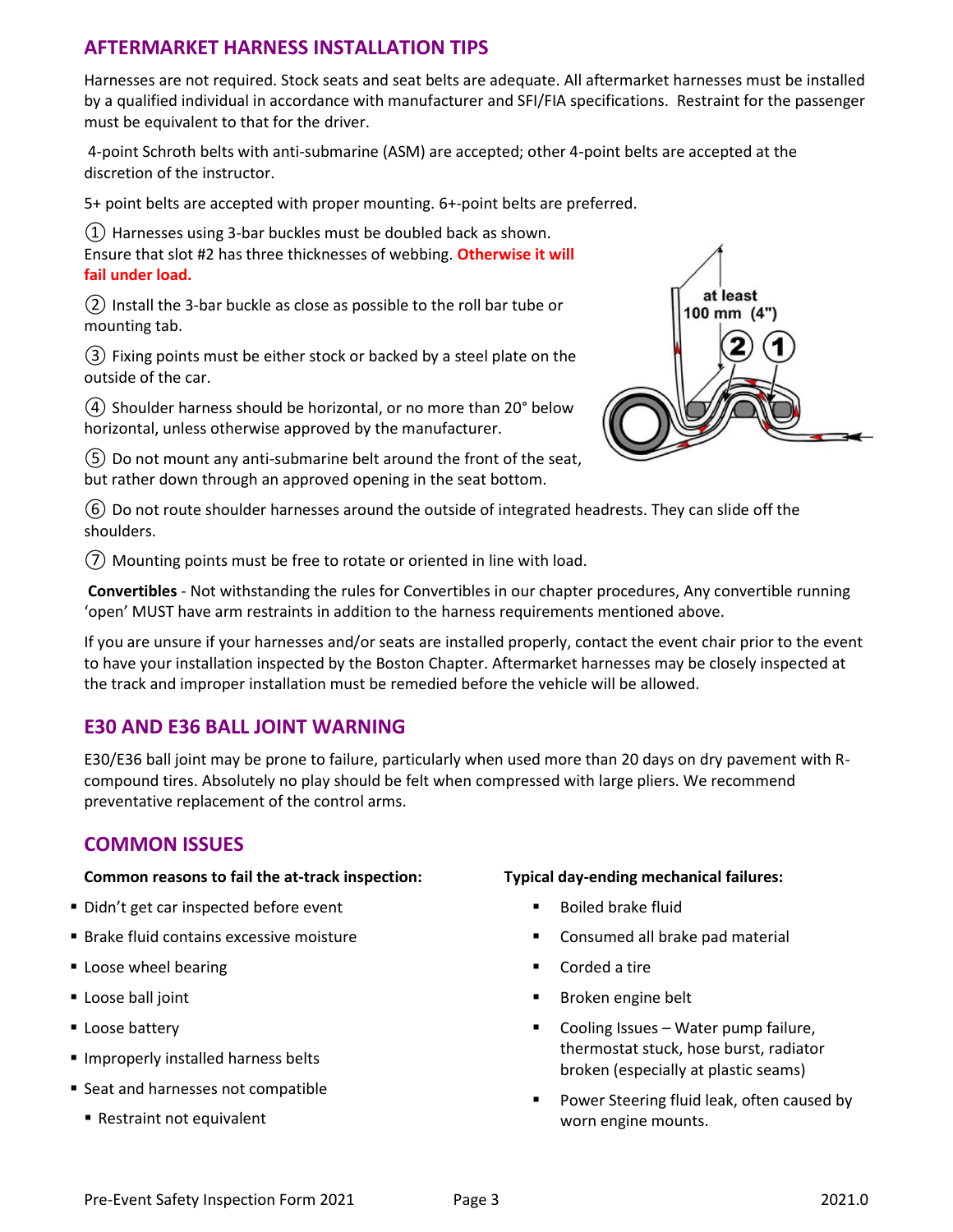## AFTERMARKET HARNESS INSTALLATION TIPS

Harnesses are not required. Stock seats and seat belts are adequate. All aftermarket harnesses must be installed by a qualified individual in accordance with manufacturer and SFI/FIA specifications. Restraint for the passenger must be equivalent to that for the driver.

4-point Schroth belts with anti-submarine (ASM) are accepted; other 4-point belts are accepted at the discretion of the instructor.

5+ point belts are accepted with proper mounting. 6+-point belts are preferred.

① Harnesses using 3-bar buckles must be doubled back as shown. Ensure that slot #2 has three thicknesses of webbing. **Otherwise it will fail under load.**

② Install the 3-bar buckle as close as possible to the roll bar tube or mounting tab.

③ Fixing points must be either stock or backed by a steel plate on the outside of the car.

④ Shoulder harness should be horizontal, or no more than 20° below horizontal, unless otherwise approved by the manufacturer.

⑤ Do not mount any anti-submarine belt around the front of the seat, but rather down through an approved opening in the seat bottom.

⑥ Do not route shoulder harnesses around the outside of integrated headrests. They can slide off the shoulders.

⑦ Mounting points must be free to rotate or oriented in line with load.

**Convertibles** - Not withstanding the rules for Convertibles in our chapter procedures, Any convertible running 'open' MUST have arm restraints in addition to the harness requirements mentioned above.

If you are unsure if your harnesses and/or seats are installed properly, contact the event chair prior to the event to have your installation inspected by the Boston Chapter. Aftermarket harnesses may be closely inspected at the track and improper installation must be remedied before the vehicle will be allowed.

## E30 AND E36 BALL JOINT WARNING

E30/E36 ball joint may be prone to failure, particularly when used more than 20 days on dry pavement with R-compound tires. Absolutely no play should be felt when compressed with large pliers. We recommend preventative replacement of the control arms.

## COMMON ISSUES

**Common reasons to fail the at-track inspection:**

- Didn't get car inspected before event
- Brake fluid contains excessive moisture
- Loose wheel bearing
- Loose ball joint
- Loose battery
- Improperly installed harness belts
- Seat and harnesses not compatible
  - Restraint not equivalent

**Typical day-ending mechanical failures:**

- Boiled brake fluid
- Consumed all brake pad material
- Corded a tire
- Broken engine belt
- Cooling Issues – Water pump failure, thermostat stuck, hose burst, radiator broken (especially at plastic seams)
- Power Steering fluid leak, often caused by worn engine mounts.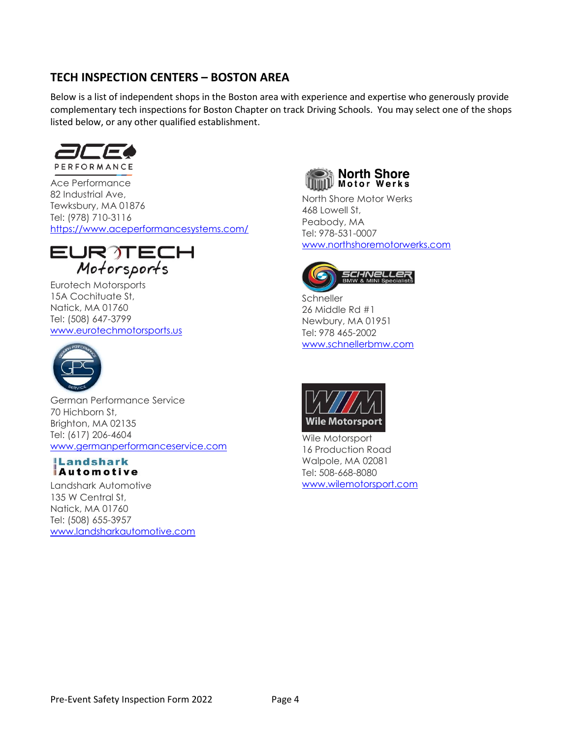## TECH INSPECTION CENTERS – BOSTON AREA

Below is a list of independent shops in the Boston area with experience and expertise who generously provide complementary tech inspections for Boston Chapter on track Driving Schools. You may select one of the shops listed below, or any other qualified establishment.

Ace Performance
82 Industrial Ave,
Tewksbury, MA 01876
Tel: (978) 710-3116
https://www.aceperformancesystems.com/

Eurotech Motorsports
15A Cochituate St,
Natick, MA 01760
Tel: (508) 647-3799
www.eurotechmotorsports.us

German Performance Service
70 Hichborn St,
Brighton, MA 02135
Tel: (617) 206-4604
www.germanperformanceservice.com

Landshark Automotive
135 W Central St,
Natick, MA 01760
Tel: (508) 655-3957
www.landsharkautomotive.com

North Shore Motor Werks
468 Lowell St,
Peabody, MA
Tel: 978-531-0007
www.northshoremotorwerks.com

Schneller
26 Middle Rd #1
Newbury, MA 01951
Tel: 978 465-2002
www.schnellerbmw.com

Wile Motorsport
16 Production Road
Walpole, MA 02081
Tel: 508-668-8080
www.wilemotorsport.com